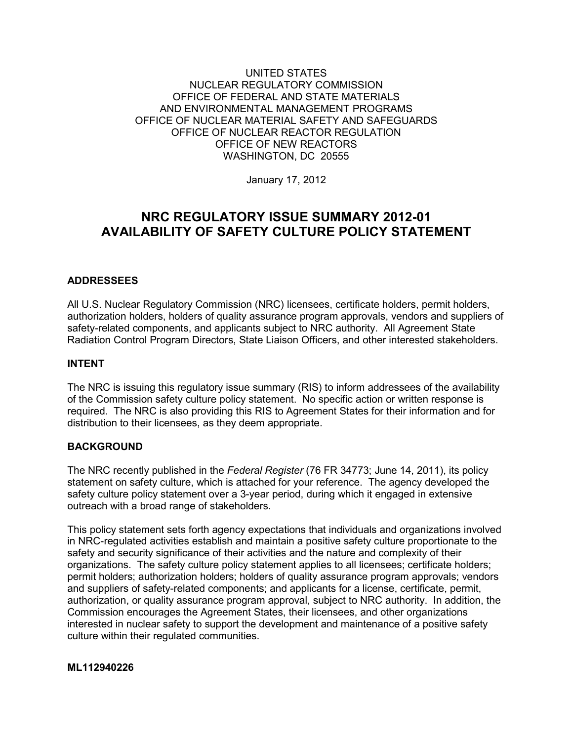UNITED STATES
NUCLEAR REGULATORY COMMISSION
OFFICE OF FEDERAL AND STATE MATERIALS
AND ENVIRONMENTAL MANAGEMENT PROGRAMS
OFFICE OF NUCLEAR MATERIAL SAFETY AND SAFEGUARDS
OFFICE OF NUCLEAR REACTOR REGULATION
OFFICE OF NEW REACTORS
WASHINGTON, DC 20555

January 17, 2012

# NRC REGULATORY ISSUE SUMMARY 2012-01
# AVAILABILITY OF SAFETY CULTURE POLICY STATEMENT

## ADDRESSEES

All U.S. Nuclear Regulatory Commission (NRC) licensees, certificate holders, permit holders, authorization holders, holders of quality assurance program approvals, vendors and suppliers of safety-related components, and applicants subject to NRC authority. All Agreement State Radiation Control Program Directors, State Liaison Officers, and other interested stakeholders.

## INTENT

The NRC is issuing this regulatory issue summary (RIS) to inform addressees of the availability of the Commission safety culture policy statement. No specific action or written response is required. The NRC is also providing this RIS to Agreement States for their information and for distribution to their licensees, as they deem appropriate.

## BACKGROUND

The NRC recently published in the *Federal Register* (76 FR 34773; June 14, 2011), its policy statement on safety culture, which is attached for your reference. The agency developed the safety culture policy statement over a 3-year period, during which it engaged in extensive outreach with a broad range of stakeholders.

This policy statement sets forth agency expectations that individuals and organizations involved in NRC-regulated activities establish and maintain a positive safety culture proportionate to the safety and security significance of their activities and the nature and complexity of their organizations. The safety culture policy statement applies to all licensees; certificate holders; permit holders; authorization holders; holders of quality assurance program approvals; vendors and suppliers of safety-related components; and applicants for a license, certificate, permit, authorization, or quality assurance program approval, subject to NRC authority. In addition, the Commission encourages the Agreement States, their licensees, and other organizations interested in nuclear safety to support the development and maintenance of a positive safety culture within their regulated communities.

**ML112940226**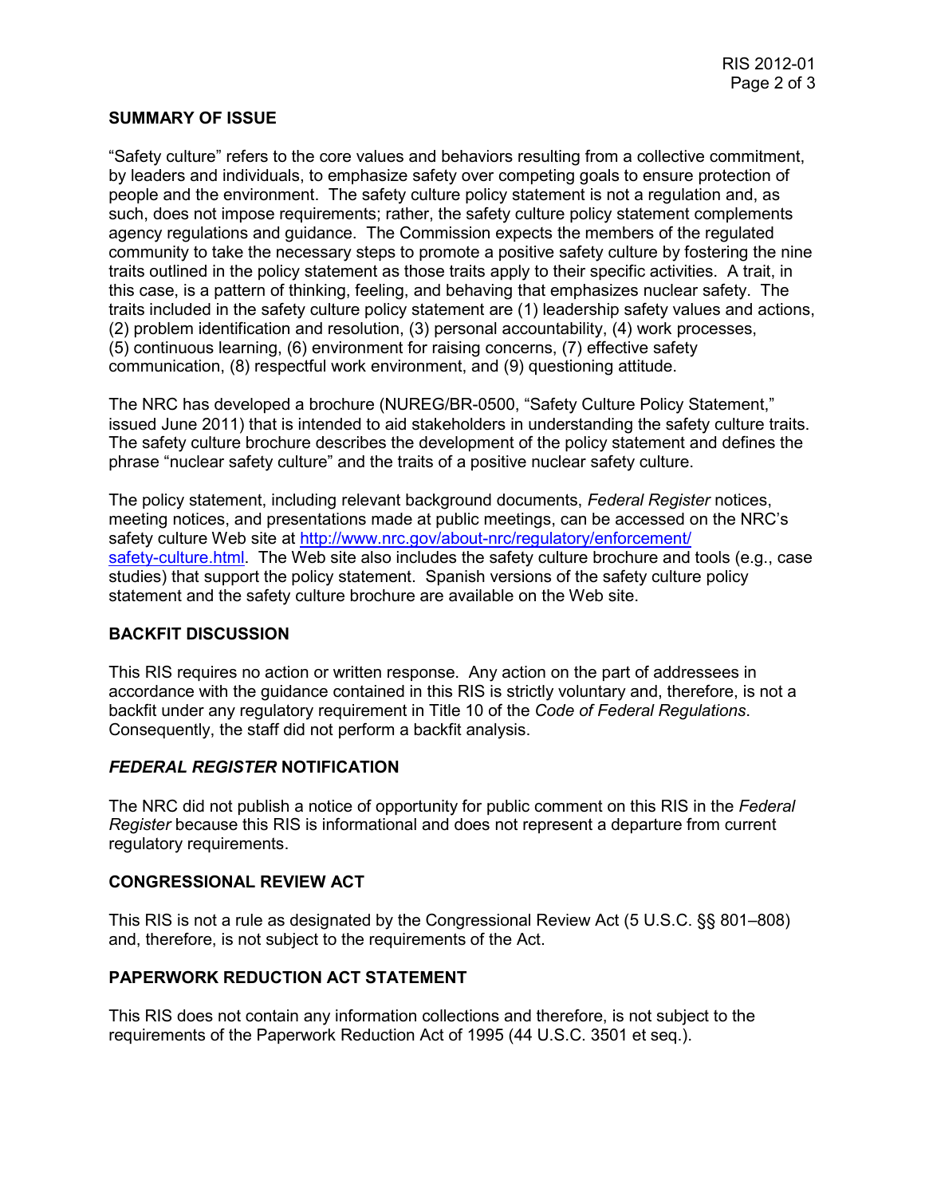## SUMMARY OF ISSUE

"Safety culture" refers to the core values and behaviors resulting from a collective commitment, by leaders and individuals, to emphasize safety over competing goals to ensure protection of people and the environment. The safety culture policy statement is not a regulation and, as such, does not impose requirements; rather, the safety culture policy statement complements agency regulations and guidance. The Commission expects the members of the regulated community to take the necessary steps to promote a positive safety culture by fostering the nine traits outlined in the policy statement as those traits apply to their specific activities. A trait, in this case, is a pattern of thinking, feeling, and behaving that emphasizes nuclear safety. The traits included in the safety culture policy statement are (1) leadership safety values and actions, (2) problem identification and resolution, (3) personal accountability, (4) work processes, (5) continuous learning, (6) environment for raising concerns, (7) effective safety communication, (8) respectful work environment, and (9) questioning attitude.

The NRC has developed a brochure (NUREG/BR-0500, "Safety Culture Policy Statement," issued June 2011) that is intended to aid stakeholders in understanding the safety culture traits. The safety culture brochure describes the development of the policy statement and defines the phrase "nuclear safety culture" and the traits of a positive nuclear safety culture.

The policy statement, including relevant background documents, *Federal Register* notices, meeting notices, and presentations made at public meetings, can be accessed on the NRC's safety culture Web site at http://www.nrc.gov/about-nrc/regulatory/enforcement/safety-culture.html. The Web site also includes the safety culture brochure and tools (e.g., case studies) that support the policy statement. Spanish versions of the safety culture policy statement and the safety culture brochure are available on the Web site.

## BACKFIT DISCUSSION

This RIS requires no action or written response. Any action on the part of addressees in accordance with the guidance contained in this RIS is strictly voluntary and, therefore, is not a backfit under any regulatory requirement in Title 10 of the *Code of Federal Regulations*. Consequently, the staff did not perform a backfit analysis.

## *FEDERAL REGISTER* NOTIFICATION

The NRC did not publish a notice of opportunity for public comment on this RIS in the *Federal Register* because this RIS is informational and does not represent a departure from current regulatory requirements.

## CONGRESSIONAL REVIEW ACT

This RIS is not a rule as designated by the Congressional Review Act (5 U.S.C. §§ 801–808) and, therefore, is not subject to the requirements of the Act.

## PAPERWORK REDUCTION ACT STATEMENT

This RIS does not contain any information collections and therefore, is not subject to the requirements of the Paperwork Reduction Act of 1995 (44 U.S.C. 3501 et seq.).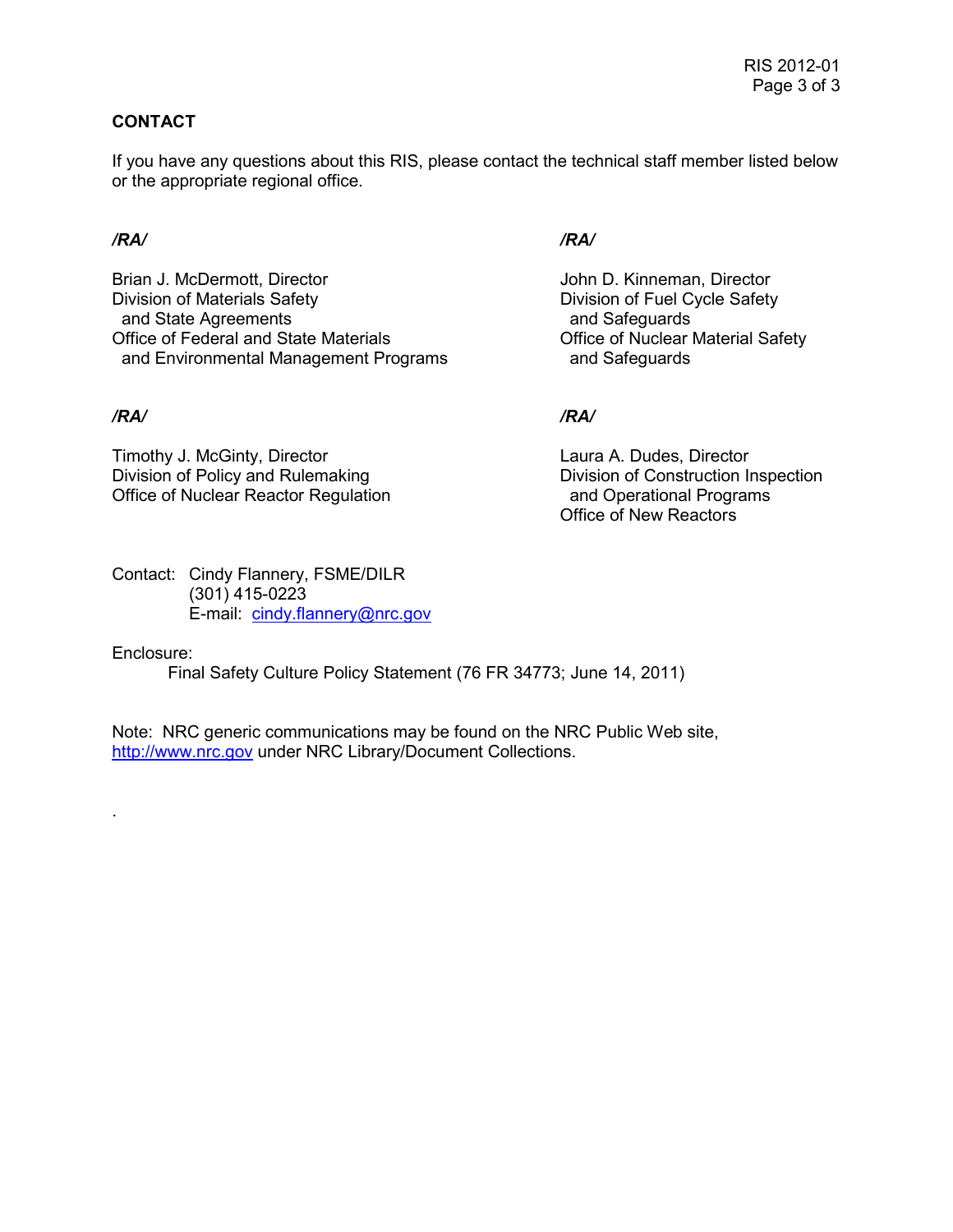## CONTACT

If you have any questions about this RIS, please contact the technical staff member listed below or the appropriate regional office.

*/RA/*

Brian J. McDermott, Director
Division of Materials Safety
and State Agreements
Office of Federal and State Materials
and Environmental Management Programs

*/RA/*

John D. Kinneman, Director
Division of Fuel Cycle Safety
and Safeguards
Office of Nuclear Material Safety
and Safeguards

*/RA/*

Timothy J. McGinty, Director
Division of Policy and Rulemaking
Office of Nuclear Reactor Regulation

*/RA/*

Laura A. Dudes, Director
Division of Construction Inspection
and Operational Programs
Office of New Reactors

Contact: Cindy Flannery, FSME/DILR
(301) 415-0223
E-mail: cindy.flannery@nrc.gov

Enclosure:
Final Safety Culture Policy Statement (76 FR 34773; June 14, 2011)

Note: NRC generic communications may be found on the NRC Public Web site, http://www.nrc.gov under NRC Library/Document Collections.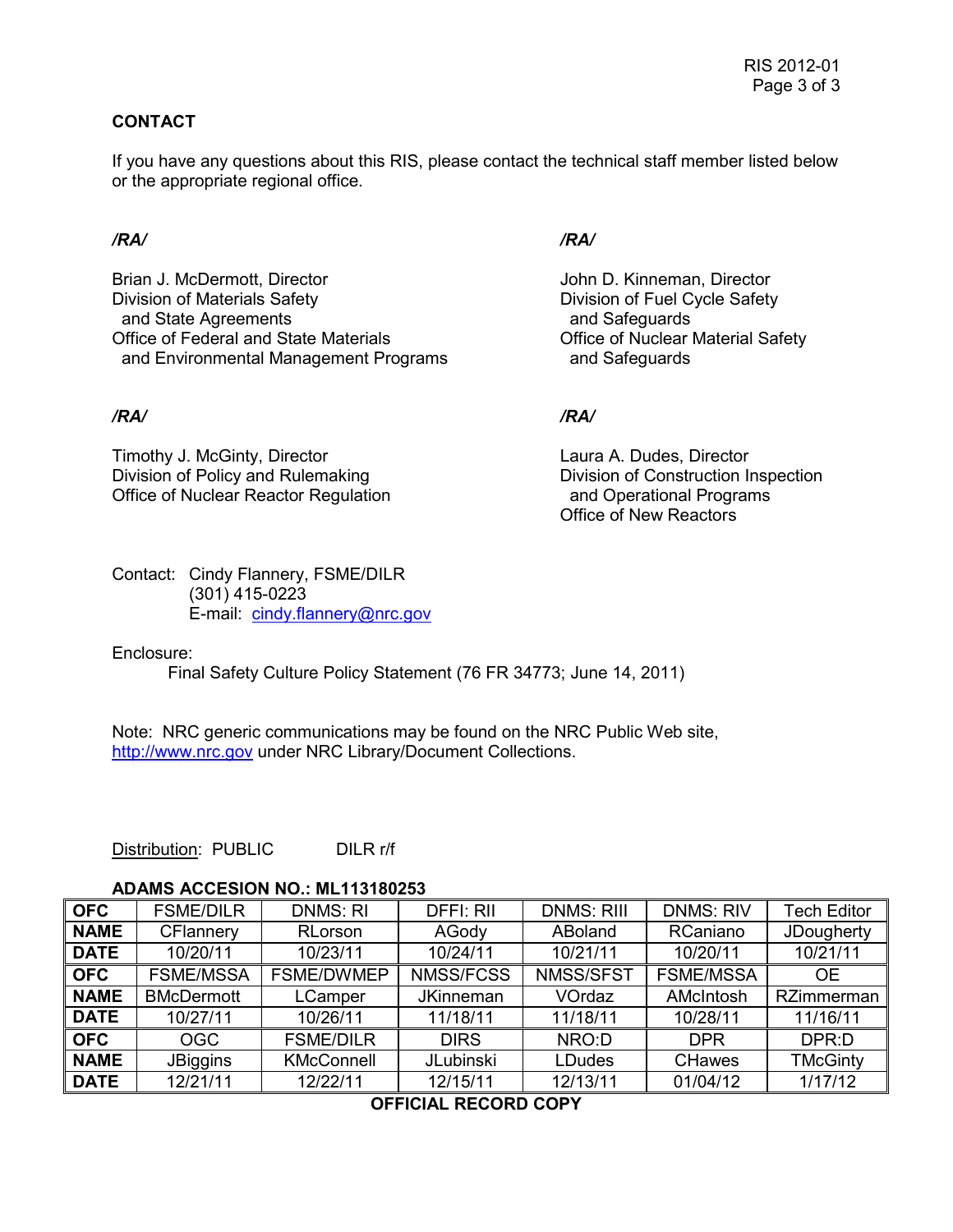**CONTACT**

If you have any questions about this RIS, please contact the technical staff member listed below or the appropriate regional office.

*/RA/*

Brian J. McDermott, Director
Division of Materials Safety
and State Agreements
Office of Federal and State Materials
and Environmental Management Programs

*/RA/*

John D. Kinneman, Director
Division of Fuel Cycle Safety
and Safeguards
Office of Nuclear Material Safety
and Safeguards

*/RA/*

Timothy J. McGinty, Director
Division of Policy and Rulemaking
Office of Nuclear Reactor Regulation

*/RA/*

Laura A. Dudes, Director
Division of Construction Inspection
and Operational Programs
Office of New Reactors

Contact: Cindy Flannery, FSME/DILR
(301) 415-0223
E-mail: cindy.flannery@nrc.gov

Enclosure:
Final Safety Culture Policy Statement (76 FR 34773; June 14, 2011)

Note: NRC generic communications may be found on the NRC Public Web site, http://www.nrc.gov under NRC Library/Document Collections.

Distribution: PUBLIC DILR r/f

**ADAMS ACCESION NO.: ML113180253**

| | | | | | | |
|---|---|---|---|---|---|---|
| **OFC** | FSME/DILR | DNMS: RI | DFFI: RII | DNMS: RIII | DNMS: RIV | Tech Editor |
| **NAME** | CFlannery | RLorson | AGody | ABoland | RCaniano | JDougherty |
| **DATE** | 10/20/11 | 10/23/11 | 10/24/11 | 10/21/11 | 10/20/11 | 10/21/11 |
| **OFC** | FSME/MSSA | FSME/DWMEP | NMSS/FCSS | NMSS/SFST | FSME/MSSA | OE |
| **NAME** | BMcDermott | LCamper | JKinneman | VOrdaz | AMcIntosh | RZimmerman |
| **DATE** | 10/27/11 | 10/26/11 | 11/18/11 | 11/18/11 | 10/28/11 | 11/16/11 |
| **OFC** | OGC | FSME/DILR | DIRS | NRO:D | DPR | DPR:D |
| **NAME** | JBiggins | KMcConnell | JLubinski | LDudes | CHawes | TMcGinty |
| **DATE** | 12/21/11 | 12/22/11 | 12/15/11 | 12/13/11 | 01/04/12 | 1/17/12 |

**OFFICIAL RECORD COPY**